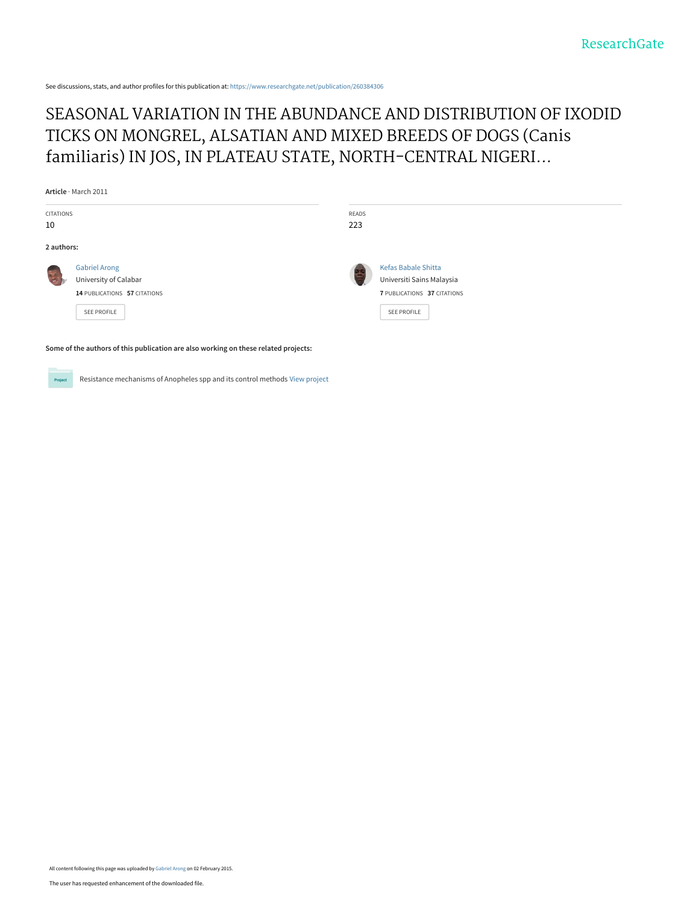See discussions, stats, and author profiles for this publication at: https://www.researchgate.net/publication/260384306

# SEASONAL VARIATION IN THE ABUNDANCE AND DISTRIBUTION OF IXODID TICKS ON MONGREL, ALSATIAN AND MIXED BREEDS OF DOGS (Canis familiaris) IN JOS, IN PLATEAU STATE, NORTH-CENTRAL NIGERI...

**Article** · March 2011

| CITATIONS | READS |
| --- | --- |
| 10 | 223 |

**2 authors:**

Gabriel Arong
University of Calabar
**14** PUBLICATIONS **57** CITATIONS

SEE PROFILE

Kefas Babale Shitta
Universiti Sains Malaysia
**7** PUBLICATIONS **37** CITATIONS

SEE PROFILE

**Some of the authors of this publication are also working on these related projects:**

Project: Resistance mechanisms of Anopheles spp and its control methods View project

All content following this page was uploaded by Gabriel Arong on 02 February 2015.

The user has requested enhancement of the downloaded file.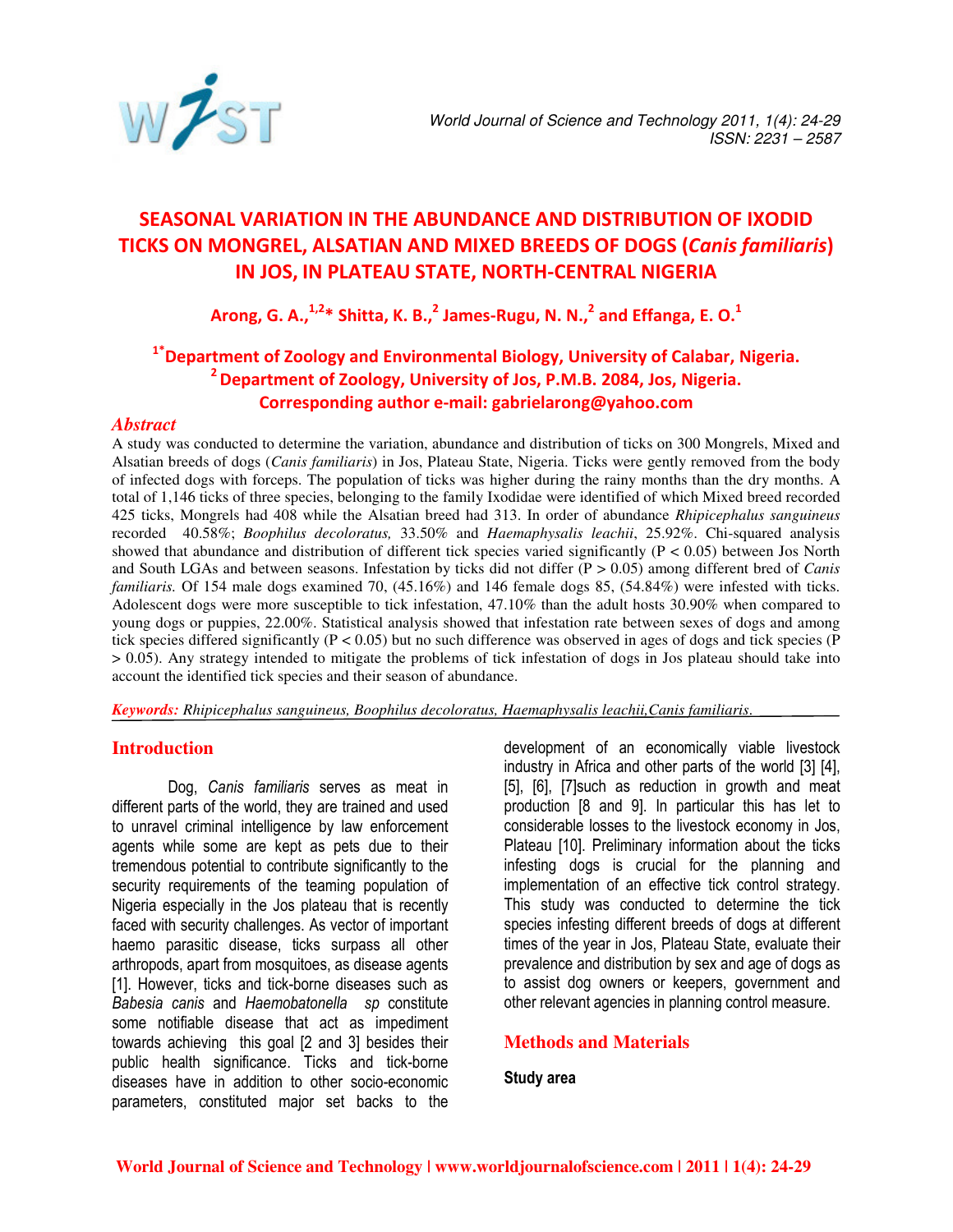# SEASONAL VARIATION IN THE ABUNDANCE AND DISTRIBUTION OF IXODID TICKS ON MONGREL, ALSATIAN AND MIXED BREEDS OF DOGS (*Canis familiaris*) IN JOS, IN PLATEAU STATE, NORTH-CENTRAL NIGERIA

**Arong, G. A.,[1,2]* Shitta, K. B.,[2] James-Rugu, N. N.,[2] and Effanga, E. O.[1]**

**[1*]Department of Zoology and Environmental Biology, University of Calabar, Nigeria.**
**[2] Department of Zoology, University of Jos, P.M.B. 2084, Jos, Nigeria.**
**Corresponding author e-mail: gabrielarong@yahoo.com**

## *Abstract*

A study was conducted to determine the variation, abundance and distribution of ticks on 300 Mongrels, Mixed and Alsatian breeds of dogs (*Canis familiaris*) in Jos, Plateau State, Nigeria. Ticks were gently removed from the body of infected dogs with forceps. The population of ticks was higher during the rainy months than the dry months. A total of 1,146 ticks of three species, belonging to the family Ixodidae were identified of which Mixed breed recorded 425 ticks, Mongrels had 408 while the Alsatian breed had 313. In order of abundance *Rhipicephalus sanguineus* recorded 40.58%; *Boophilus decoloratus,* 33.50% and *Haemaphysalis leachii*, 25.92%. Chi-squared analysis showed that abundance and distribution of different tick species varied significantly ($P < 0.05$) between Jos North and South LGAs and between seasons. Infestation by ticks did not differ ($P > 0.05$) among different bred of *Canis familiaris.* Of 154 male dogs examined 70, (45.16%) and 146 female dogs 85, (54.84%) were infested with ticks. Adolescent dogs were more susceptible to tick infestation, 47.10% than the adult hosts 30.90% when compared to young dogs or puppies, 22.00%. Statistical analysis showed that infestation rate between sexes of dogs and among tick species differed significantly ($P < 0.05$) but no such difference was observed in ages of dogs and tick species ($P > 0.05$). Any strategy intended to mitigate the problems of tick infestation of dogs in Jos plateau should take into account the identified tick species and their season of abundance.

***Keywords:*** *Rhipicephalus sanguineus, Boophilus decoloratus, Haemaphysalis leachii,Canis familiaris.*

## Introduction

Dog, *Canis familiaris* serves as meat in different parts of the world, they are trained and used to unravel criminal intelligence by law enforcement agents while some are kept as pets due to their tremendous potential to contribute significantly to the security requirements of the teaming population of Nigeria especially in the Jos plateau that is recently faced with security challenges. As vector of important haemo parasitic disease, ticks surpass all other arthropods, apart from mosquitoes, as disease agents [1]. However, ticks and tick-borne diseases such as *Babesia canis* and *Haemobatonella sp* constitute some notifiable disease that act as impediment towards achieving this goal [2 and 3] besides their public health significance. Ticks and tick-borne diseases have in addition to other socio-economic parameters, constituted major set backs to the development of an economically viable livestock industry in Africa and other parts of the world [3] [4], [5], [6], [7]such as reduction in growth and meat production [8 and 9]. In particular this has let to considerable losses to the livestock economy in Jos, Plateau [10]. Preliminary information about the ticks infesting dogs is crucial for the planning and implementation of an effective tick control strategy. This study was conducted to determine the tick species infesting different breeds of dogs at different times of the year in Jos, Plateau State, evaluate their prevalence and distribution by sex and age of dogs as to assist dog owners or keepers, government and other relevant agencies in planning control measure.

## Methods and Materials

**Study area**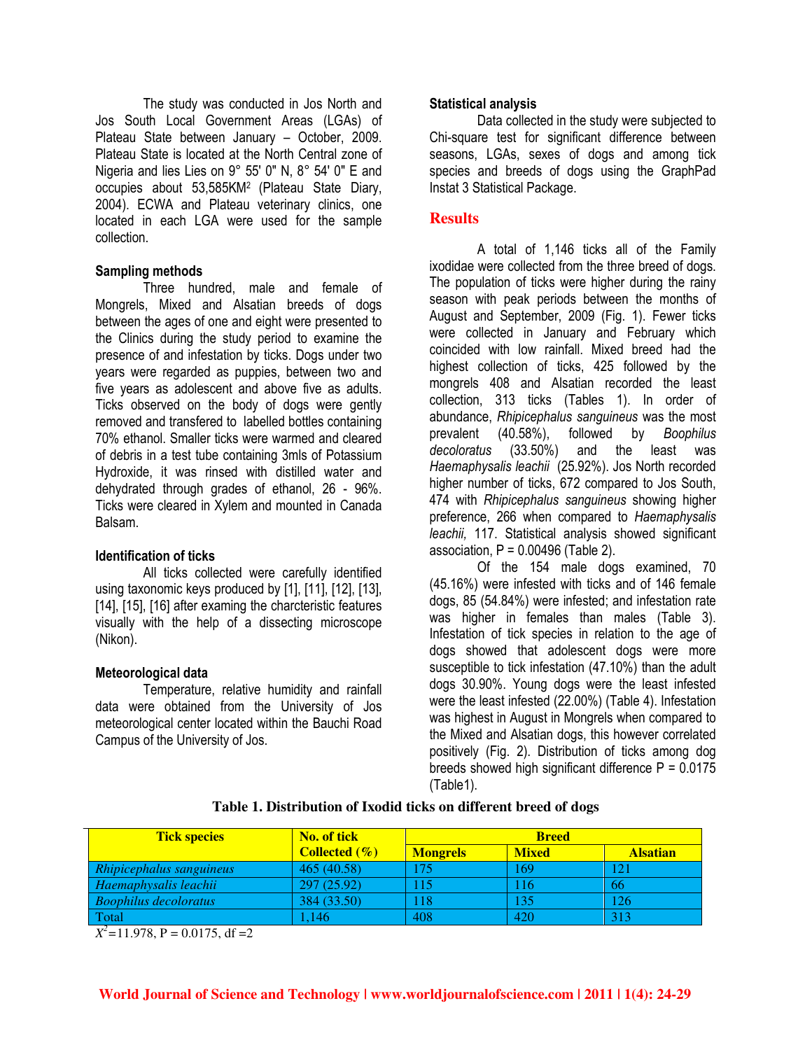The study was conducted in Jos North and Jos South Local Government Areas (LGAs) of Plateau State between January – October, 2009. Plateau State is located at the North Central zone of Nigeria and lies Lies on 9° 55' 0" N, 8° 54' 0" E and occupies about 53,585KM$^2$ (Plateau State Diary, 2004). ECWA and Plateau veterinary clinics, one located in each LGA were used for the sample collection.

### Sampling methods

Three hundred, male and female of Mongrels, Mixed and Alsatian breeds of dogs between the ages of one and eight were presented to the Clinics during the study period to examine the presence of and infestation by ticks. Dogs under two years were regarded as puppies, between two and five years as adolescent and above five as adults. Ticks observed on the body of dogs were gently removed and transfered to labelled bottles containing 70% ethanol. Smaller ticks were warmed and cleared of debris in a test tube containing 3mls of Potassium Hydroxide, it was rinsed with distilled water and dehydrated through grades of ethanol, 26 - 96%. Ticks were cleared in Xylem and mounted in Canada Balsam.

### Identification of ticks

All ticks collected were carefully identified using taxonomic keys produced by [1], [11], [12], [13], [14], [15], [16] after examing the charcteristic features visually with the help of a dissecting microscope (Nikon).

### Meteorological data

Temperature, relative humidity and rainfall data were obtained from the University of Jos meteorological center located within the Bauchi Road Campus of the University of Jos.

### Statistical analysis

Data collected in the study were subjected to Chi-square test for significant difference between seasons, LGAs, sexes of dogs and among tick species and breeds of dogs using the GraphPad Instat 3 Statistical Package.

## Results

A total of 1,146 ticks all of the Family ixodidae were collected from the three breed of dogs. The population of ticks were higher during the rainy season with peak periods between the months of August and September, 2009 (Fig. 1). Fewer ticks were collected in January and February which coincided with low rainfall. Mixed breed had the highest collection of ticks, 425 followed by the mongrels 408 and Alsatian recorded the least collection, 313 ticks (Tables 1). In order of abundance, *Rhipicephalus sanguineus* was the most prevalent (40.58%), followed by *Boophilus decoloratus* (33.50%) and the least was *Haemaphysalis leachii* (25.92%). Jos North recorded higher number of ticks, 672 compared to Jos South, 474 with *Rhipicephalus sanguineus* showing higher preference, 266 when compared to *Haemaphysalis leachii,* 117. Statistical analysis showed significant association, P = 0.00496 (Table 2).

Of the 154 male dogs examined, 70 (45.16%) were infested with ticks and of 146 female dogs, 85 (54.84%) were infested; and infestation rate was higher in females than males (Table 3). Infestation of tick species in relation to the age of dogs showed that adolescent dogs were more susceptible to tick infestation (47.10%) than the adult dogs 30.90%. Young dogs were the least infested were the least infested (22.00%) (Table 4). Infestation was highest in August in Mongrels when compared to the Mixed and Alsatian dogs, this however correlated positively (Fig. 2). Distribution of ticks among dog breeds showed high significant difference P = 0.0175 (Table1).

**Table 1. Distribution of Ixodid ticks on different breed of dogs**

| Tick species | No. of tick Collected (%) | Breed | | |
|---|---|---|---|---|
| | | Mongrels | Mixed | Alsatian |
| *Rhipicephalus sanguineus* | 465 (40.58) | 175 | 169 | 121 |
| *Haemaphysalis leachii* | 297 (25.92) | 115 | 116 | 66 |
| *Boophilus decoloratus* | 384 (33.50) | 118 | 135 | 126 |
| Total | 1,146 | 408 | 420 | 313 |

$X^2$=11.978, P = 0.0175, df =2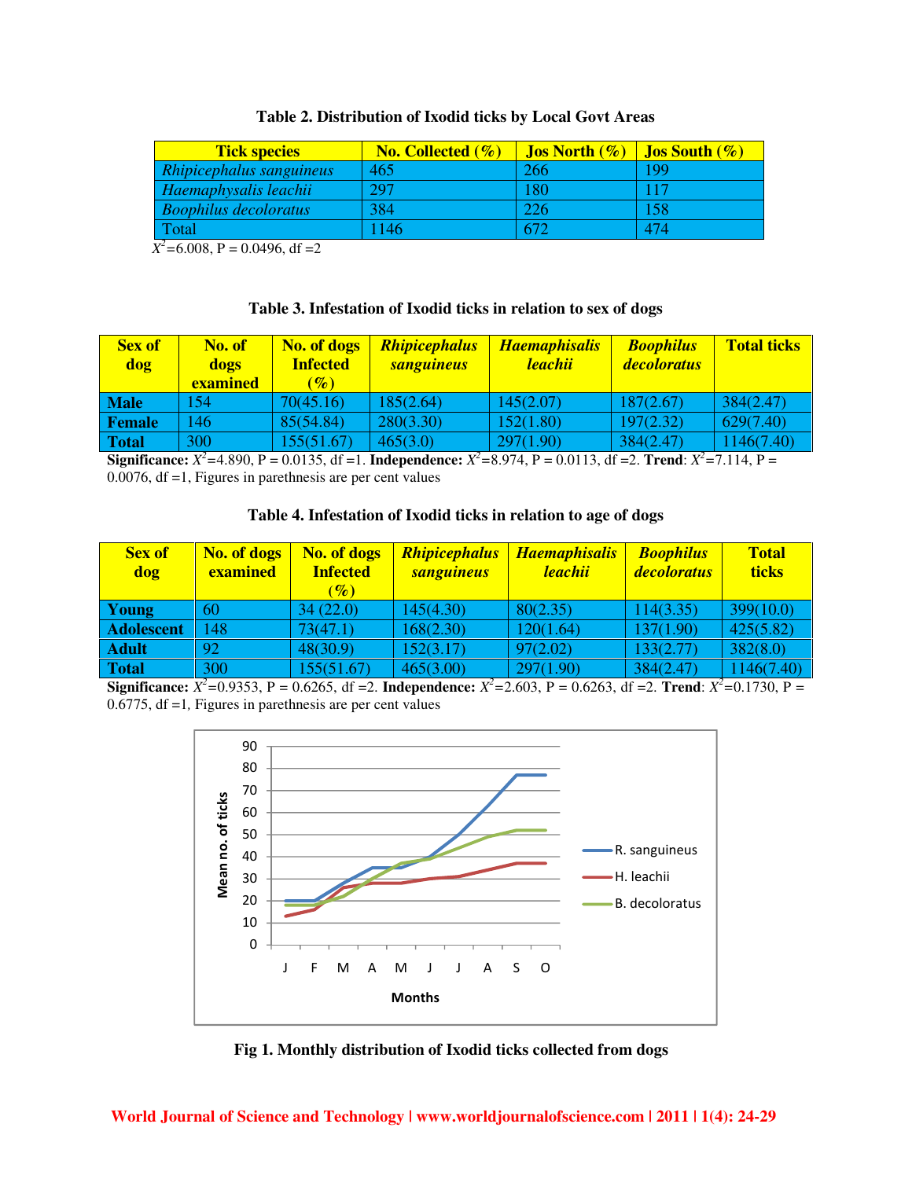**Table 2. Distribution of Ixodid ticks by Local Govt Areas**

| Tick species | No. Collected (%) | Jos North (%) | Jos South (%) |
|---|---|---|---|
| *Rhipicephalus sanguineus* | 465 | 266 | 199 |
| *Haemaphysalis leachii* | 297 | 180 | 117 |
| *Boophilus decoloratus* | 384 | 226 | 158 |
| Total | 1146 | 672 | 474 |

$X^2$=6.008, P = 0.0496, df =2

**Table 3. Infestation of Ixodid ticks in relation to sex of dogs**

| Sex of dog | No. of dogs examined | No. of dogs Infected (%) | *Rhipicephalus sanguineus* | *Haemaphisalis leachii* | *Boophilus decoloratus* | Total ticks |
|---|---|---|---|---|---|---|
| **Male** | 154 | 70(45.16) | 185(2.64) | 145(2.07) | 187(2.67) | 384(2.47) |
| **Female** | 146 | 85(54.84) | 280(3.30) | 152(1.80) | 197(2.32) | 629(7.40) |
| **Total** | 300 | 155(51.67) | 465(3.0) | 297(1.90) | 384(2.47) | 1146(7.40) |

**Significance:** $X^2$=4.890, P = 0.0135, df =1. **Independence:** $X^2$=8.974, P = 0.0113, df =2. **Trend**: $X^2$=7.114, P = 0.0076, df =1, Figures in parethnesis are per cent values

**Table 4. Infestation of Ixodid ticks in relation to age of dogs**

| Sex of dog | No. of dogs examined | No. of dogs Infected (%) | *Rhipicephalus sanguineus* | *Haemaphisalis leachii* | *Boophilus decoloratus* | Total ticks |
|---|---|---|---|---|---|---|
| **Young** | 60 | 34 (22.0) | 145(4.30) | 80(2.35) | 114(3.35) | 399(10.0) |
| **Adolescent** | 148 | 73(47.1) | 168(2.30) | 120(1.64) | 137(1.90) | 425(5.82) |
| **Adult** | 92 | 48(30.9) | 152(3.17) | 97(2.02) | 133(2.77) | 382(8.0) |
| **Total** | 300 | 155(51.67) | 465(3.00) | 297(1.90) | 384(2.47) | 1146(7.40) |

**Significance:** $X^2$=0.9353, P = 0.6265, df =2. **Independence:** $X^2$=2.603, P = 0.6263, df =2. **Trend**: $X^2$=0.1730, P = 0.6775, df =1, Figures in parethnesis are per cent values

**Fig 1. Monthly distribution of Ixodid ticks collected from dogs**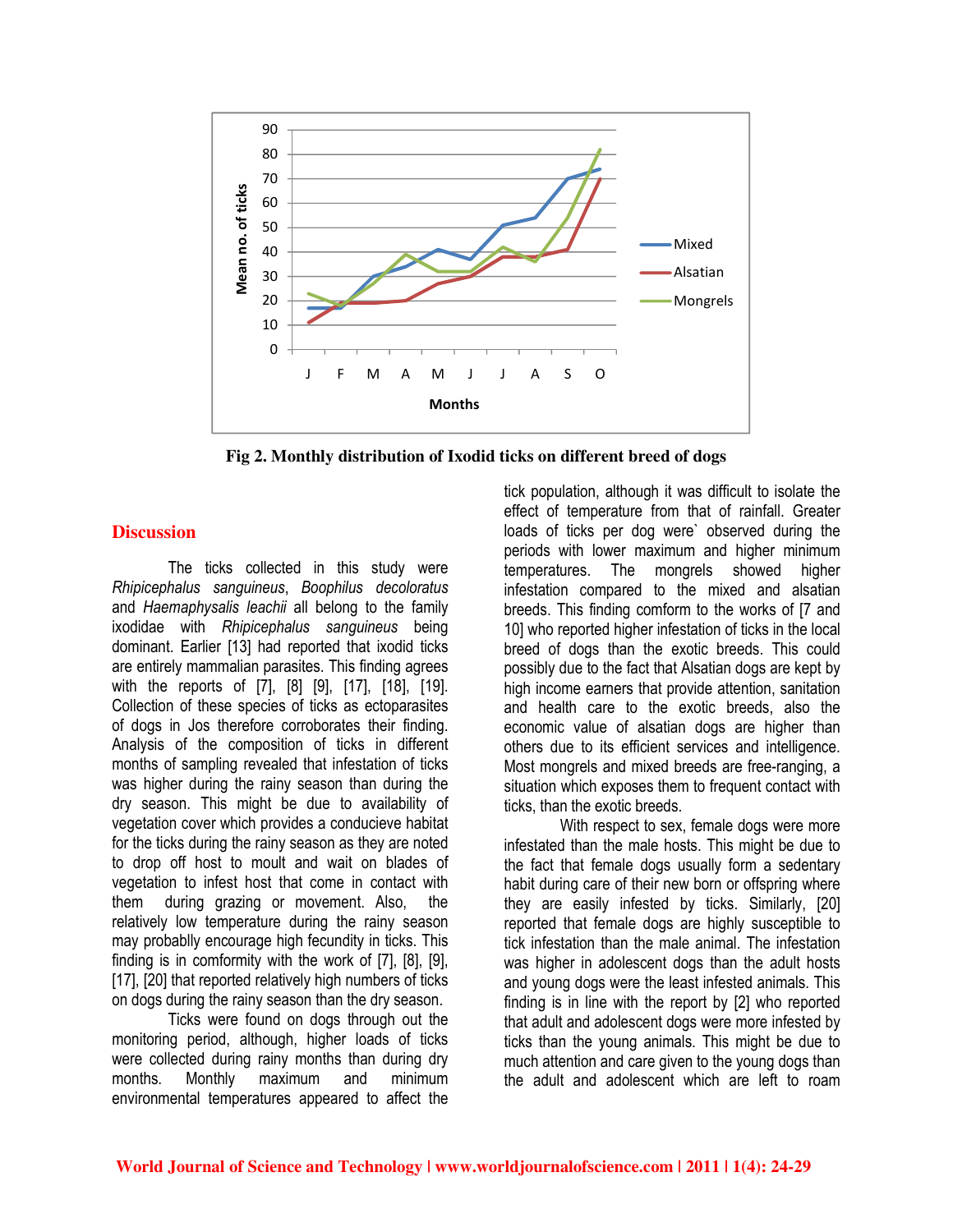Fig 2. Monthly distribution of Ixodid ticks on different breed of dogs

## Discussion

The ticks collected in this study were *Rhipicephalus sanguineus*, *Boophilus decoloratus* and *Haemaphysalis leachii* all belong to the family ixodidae with *Rhipicephalus sanguineus* being dominant. Earlier [13] had reported that ixodid ticks are entirely mammalian parasites. This finding agrees with the reports of [7], [8] [9], [17], [18], [19]. Collection of these species of ticks as ectoparasites of dogs in Jos therefore corroborates their finding. Analysis of the composition of ticks in different months of sampling revealed that infestation of ticks was higher during the rainy season than during the dry season. This might be due to availability of vegetation cover which provides a conducieve habitat for the ticks during the rainy season as they are noted to drop off host to moult and wait on blades of vegetation to infest host that come in contact with them during grazing or movement. Also, the relatively low temperature during the rainy season may probablly encourage high fecundity in ticks. This finding is in comformity with the work of [7], [8], [9], [17], [20] that reported relatively high numbers of ticks on dogs during the rainy season than the dry season.

Ticks were found on dogs through out the monitoring period, although, higher loads of ticks were collected during rainy months than during dry months. Monthly maximum and minimum environmental temperatures appeared to affect the tick population, although it was difficult to isolate the effect of temperature from that of rainfall. Greater loads of ticks per dog were` observed during the periods with lower maximum and higher minimum temperatures. The mongrels showed higher infestation compared to the mixed and alsatian breeds. This finding comform to the works of [7 and 10] who reported higher infestation of ticks in the local breed of dogs than the exotic breeds. This could possibly due to the fact that Alsatian dogs are kept by high income earners that provide attention, sanitation and health care to the exotic breeds, also the economic value of alsatian dogs are higher than others due to its efficient services and intelligence. Most mongrels and mixed breeds are free-ranging, a situation which exposes them to frequent contact with ticks, than the exotic breeds.

With respect to sex, female dogs were more infestated than the male hosts. This might be due to the fact that female dogs usually form a sedentary habit during care of their new born or offspring where they are easily infested by ticks. Similarly, [20] reported that female dogs are highly susceptible to tick infestation than the male animal. The infestation was higher in adolescent dogs than the adult hosts and young dogs were the least infested animals. This finding is in line with the report by [2] who reported that adult and adolescent dogs were more infested by ticks than the young animals. This might be due to much attention and care given to the young dogs than the adult and adolescent which are left to roam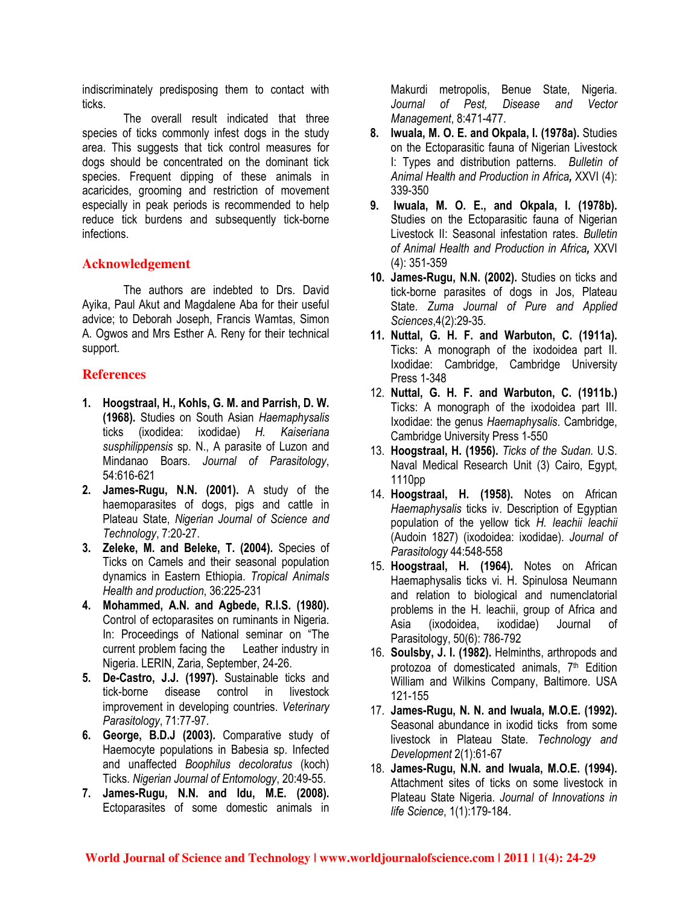indiscriminately predisposing them to contact with ticks.

The overall result indicated that three species of ticks commonly infest dogs in the study area. This suggests that tick control measures for dogs should be concentrated on the dominant tick species. Frequent dipping of these animals in acaricides, grooming and restriction of movement especially in peak periods is recommended to help reduce tick burdens and subsequently tick-borne infections.

## Acknowledgement

The authors are indebted to Drs. David Ayika, Paul Akut and Magdalene Aba for their useful advice; to Deborah Joseph, Francis Wamtas, Simon A. Ogwos and Mrs Esther A. Reny for their technical support.

## References

1. **Hoogstraal, H., Kohls, G. M. and Parrish, D. W. (1968).** Studies on South Asian *Haemaphysalis* ticks (ixodidea: ixodidae) *H. Kaiseriana susphilippensis* sp. N., A parasite of Luzon and Mindanao Boars. *Journal of Parasitology*, 54:616-621
2. **James-Rugu, N.N. (2001).** A study of the haemoparasites of dogs, pigs and cattle in Plateau State, *Nigerian Journal of Science and Technology*, 7:20-27.
3. **Zeleke, M. and Beleke, T. (2004).** Species of Ticks on Camels and their seasonal population dynamics in Eastern Ethiopia. *Tropical Animals Health and production*, 36:225-231
4. **Mohammed, A.N. and Agbede, R.I.S. (1980).** Control of ectoparasites on ruminants in Nigeria. In: Proceedings of National seminar on "The current problem facing the Leather industry in Nigeria. LERIN, Zaria, September, 24-26.
5. **De-Castro, J.J. (1997).** Sustainable ticks and tick-borne disease control in livestock improvement in developing countries. *Veterinary Parasitology*, 71:77-97.
6. **George, B.D.J (2003).** Comparative study of Haemocyte populations in Babesia sp. Infected and unaffected *Boophilus decoloratus* (koch) Ticks. *Nigerian Journal of Entomology*, 20:49-55.
7. **James-Rugu, N.N. and Idu, M.E. (2008).** Ectoparasites of some domestic animals in Makurdi metropolis, Benue State, Nigeria. *Journal of Pest, Disease and Vector Management*, 8:471-477.
8. **Iwuala, M. O. E. and Okpala, I. (1978a).** Studies on the Ectoparasitic fauna of Nigerian Livestock I: Types and distribution patterns. *Bulletin of Animal Health and Production in Africa,* XXVI (4): 339-350
9. **Iwuala, M. O. E., and Okpala, I. (1978b).** Studies on the Ectoparasitic fauna of Nigerian Livestock II: Seasonal infestation rates. *Bulletin of Animal Health and Production in Africa,* XXVI (4): 351-359
10. **James-Rugu, N.N. (2002).** Studies on ticks and tick-borne parasites of dogs in Jos, Plateau State. *Zuma Journal of Pure and Applied Sciences*,4(2):29-35.
11. **Nuttal, G. H. F. and Warbuton, C. (1911a).** Ticks: A monograph of the ixodoidea part II. Ixodidae: Cambridge, Cambridge University Press 1-348
12. **Nuttal, G. H. F. and Warbuton, C. (1911b.)** Ticks: A monograph of the ixodoidea part III. Ixodidae: the genus *Haemaphysalis*. Cambridge, Cambridge University Press 1-550
13. **Hoogstraal, H. (1956).** *Ticks of the Sudan.* U.S. Naval Medical Research Unit (3) Cairo, Egypt, 1110pp
14. **Hoogstraal, H. (1958).** Notes on African *Haemaphysalis* ticks iv. Description of Egyptian population of the yellow tick *H. leachii leachii* (Audoin 1827) (ixodoidea: ixodidae). *Journal of Parasitology* 44:548-558
15. **Hoogstraal, H. (1964).** Notes on African Haemaphysalis ticks vi. H. Spinulosa Neumann and relation to biological and numenclatorial problems in the H. leachii, group of Africa and Asia (ixodoidea, ixodidae) Journal of Parasitology, 50(6): 786-792
16. **Soulsby, J. I. (1982).** Helminths, arthropods and protozoa of domesticated animals, 7th Edition William and Wilkins Company, Baltimore. USA 121-155
17. **James-Rugu, N. N. and Iwuala, M.O.E. (1992).** Seasonal abundance in ixodid ticks from some livestock in Plateau State. *Technology and Development* 2(1):61-67
18. **James-Rugu, N.N. and Iwuala, M.O.E. (1994).** Attachment sites of ticks on some livestock in Plateau State Nigeria. *Journal of Innovations in life Science*, 1(1):179-184.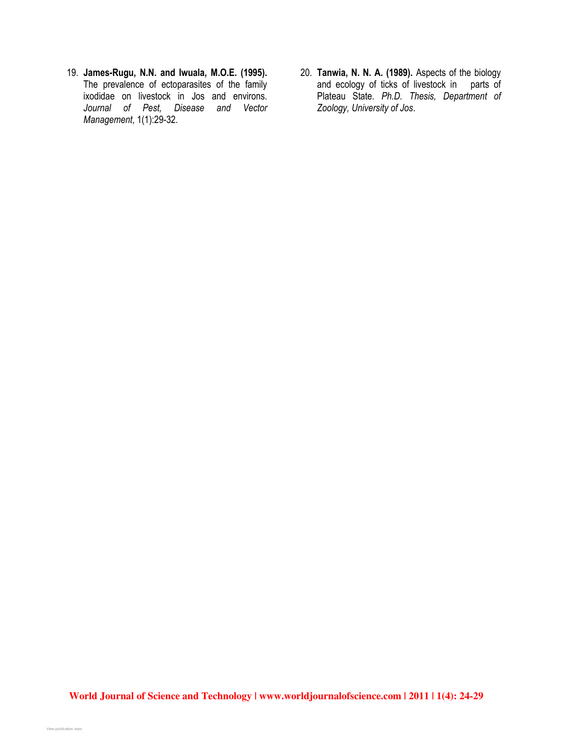19. **James-Rugu, N.N. and Iwuala, M.O.E. (1995).** The prevalence of ectoparasites of the family ixodidae on livestock in Jos and environs. *Journal of Pest, Disease and Vector Management*, 1(1):29-32.

20. **Tanwia, N. N. A. (1989).** Aspects of the biology and ecology of ticks of livestock in parts of Plateau State. *Ph.D. Thesis, Department of Zoology, University of Jos*.